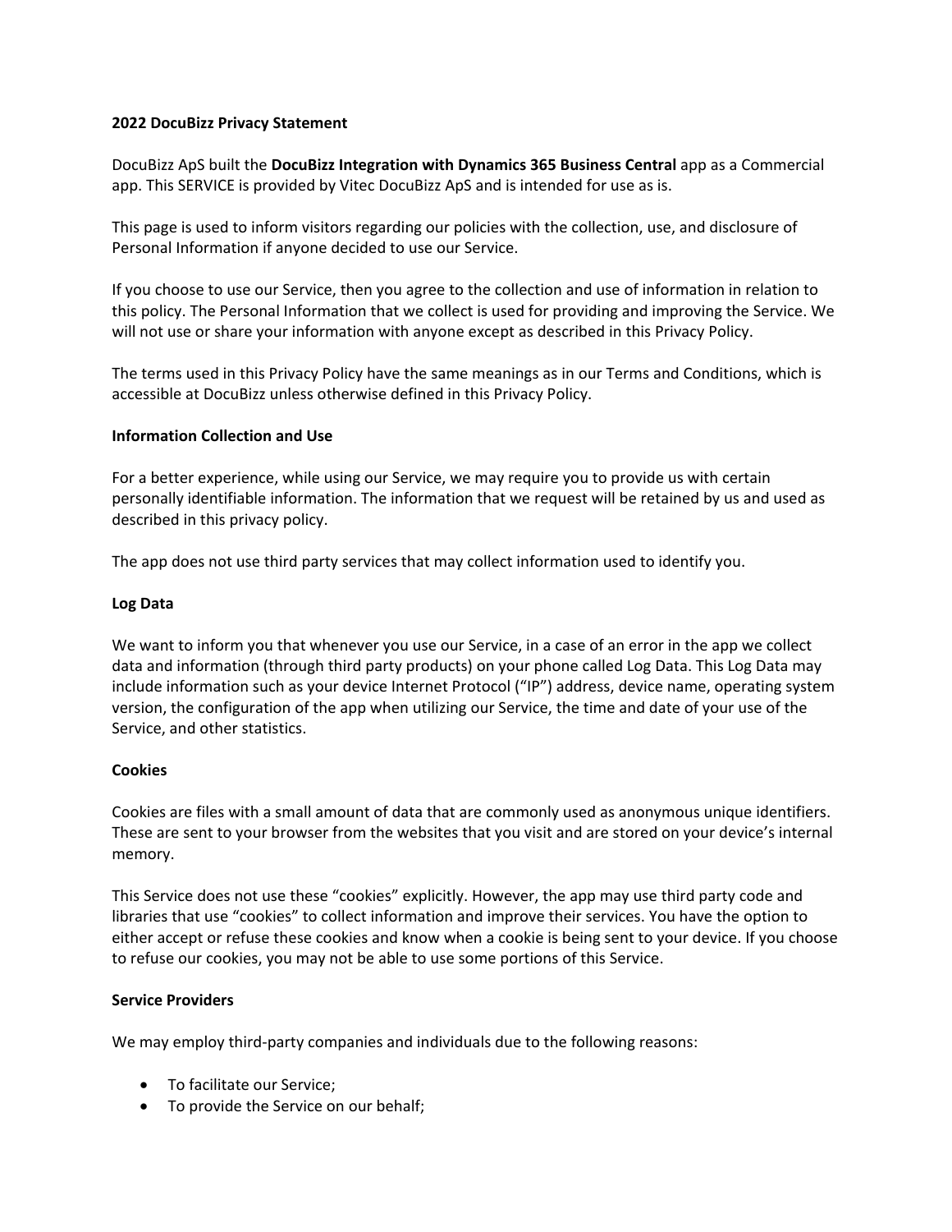**2022 DocuBizz Privacy Statement**

DocuBizz ApS built the **DocuBizz Integration with Dynamics 365 Business Central** app as a Commercial app. This SERVICE is provided by Vitec DocuBizz ApS and is intended for use as is.

This page is used to inform visitors regarding our policies with the collection, use, and disclosure of Personal Information if anyone decided to use our Service.

If you choose to use our Service, then you agree to the collection and use of information in relation to this policy. The Personal Information that we collect is used for providing and improving the Service. We will not use or share your information with anyone except as described in this Privacy Policy.

The terms used in this Privacy Policy have the same meanings as in our Terms and Conditions, which is accessible at DocuBizz unless otherwise defined in this Privacy Policy.

**Information Collection and Use**

For a better experience, while using our Service, we may require you to provide us with certain personally identifiable information. The information that we request will be retained by us and used as described in this privacy policy.

The app does not use third party services that may collect information used to identify you.

**Log Data**

We want to inform you that whenever you use our Service, in a case of an error in the app we collect data and information (through third party products) on your phone called Log Data. This Log Data may include information such as your device Internet Protocol ("IP") address, device name, operating system version, the configuration of the app when utilizing our Service, the time and date of your use of the Service, and other statistics.

**Cookies**

Cookies are files with a small amount of data that are commonly used as anonymous unique identifiers. These are sent to your browser from the websites that you visit and are stored on your device's internal memory.

This Service does not use these "cookies" explicitly. However, the app may use third party code and libraries that use "cookies" to collect information and improve their services. You have the option to either accept or refuse these cookies and know when a cookie is being sent to your device. If you choose to refuse our cookies, you may not be able to use some portions of this Service.

**Service Providers**

We may employ third-party companies and individuals due to the following reasons:

- To facilitate our Service;
- To provide the Service on our behalf;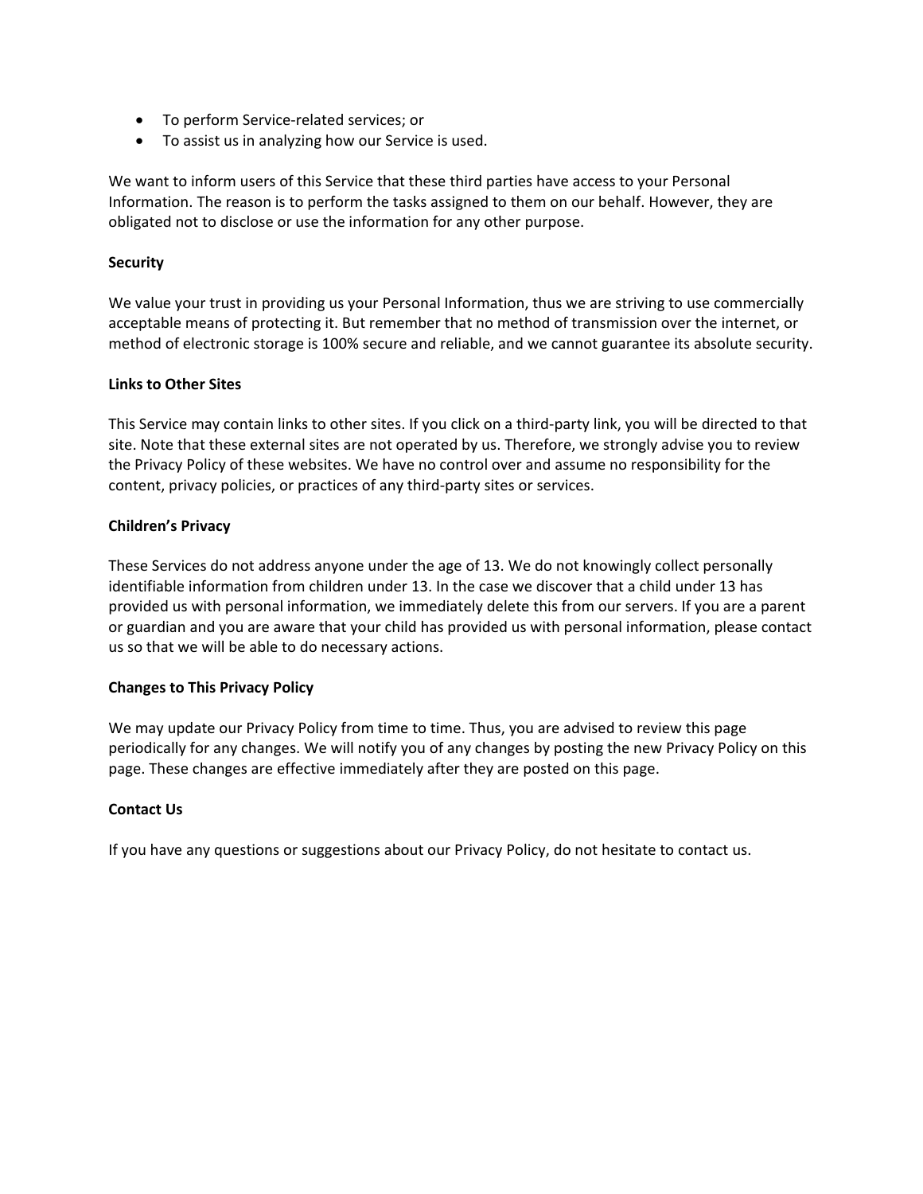- To perform Service-related services; or
- To assist us in analyzing how our Service is used.

We want to inform users of this Service that these third parties have access to your Personal Information. The reason is to perform the tasks assigned to them on our behalf. However, they are obligated not to disclose or use the information for any other purpose.

**Security**

We value your trust in providing us your Personal Information, thus we are striving to use commercially acceptable means of protecting it. But remember that no method of transmission over the internet, or method of electronic storage is 100% secure and reliable, and we cannot guarantee its absolute security.

**Links to Other Sites**

This Service may contain links to other sites. If you click on a third-party link, you will be directed to that site. Note that these external sites are not operated by us. Therefore, we strongly advise you to review the Privacy Policy of these websites. We have no control over and assume no responsibility for the content, privacy policies, or practices of any third-party sites or services.

**Children's Privacy**

These Services do not address anyone under the age of 13. We do not knowingly collect personally identifiable information from children under 13. In the case we discover that a child under 13 has provided us with personal information, we immediately delete this from our servers. If you are a parent or guardian and you are aware that your child has provided us with personal information, please contact us so that we will be able to do necessary actions.

**Changes to This Privacy Policy**

We may update our Privacy Policy from time to time. Thus, you are advised to review this page periodically for any changes. We will notify you of any changes by posting the new Privacy Policy on this page. These changes are effective immediately after they are posted on this page.

**Contact Us**

If you have any questions or suggestions about our Privacy Policy, do not hesitate to contact us.